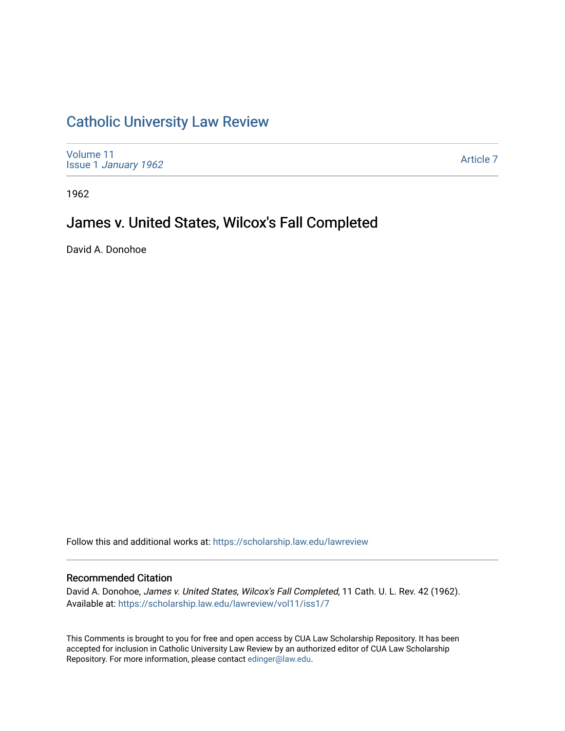# Catholic University Law Review

Volume 11
Issue 1 *January 1962*

Article 7

1962

## James v. United States, Wilcox's Fall Completed

David A. Donohoe

Follow this and additional works at: https://scholarship.law.edu/lawreview

### Recommended Citation

David A. Donohoe, *James v. United States, Wilcox's Fall Completed*, 11 Cath. U. L. Rev. 42 (1962).
Available at: https://scholarship.law.edu/lawreview/vol11/iss1/7

This Comments is brought to you for free and open access by CUA Law Scholarship Repository. It has been accepted for inclusion in Catholic University Law Review by an authorized editor of CUA Law Scholarship Repository. For more information, please contact edinger@law.edu.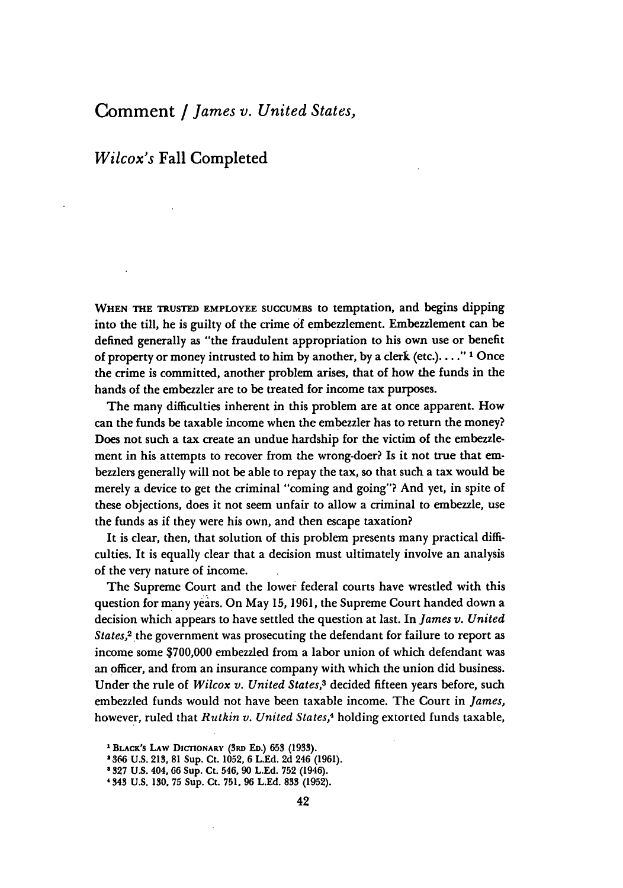# Comment / *James v. United States*,

## *Wilcox's* Fall Completed

WHEN THE TRUSTED EMPLOYEE SUCCUMBS to temptation, and begins dipping into the till, he is guilty of the crime of embezzlement. Embezzlement can be defined generally as "the fraudulent appropriation to his own use or benefit of property or money intrusted to him by another, by a clerk (etc.). . . ."[1] Once the crime is committed, another problem arises, that of how the funds in the hands of the embezzler are to be treated for income tax purposes.

The many difficulties inherent in this problem are at once apparent. How can the funds be taxable income when the embezzler has to return the money? Does not such a tax create an undue hardship for the victim of the embezzlement in his attempts to recover from the wrong-doer? Is it not true that embezzlers generally will not be able to repay the tax, so that such a tax would be merely a device to get the criminal "coming and going"? And yet, in spite of these objections, does it not seem unfair to allow a criminal to embezzle, use the funds as if they were his own, and then escape taxation?

It is clear, then, that solution of this problem presents many practical difficulties. It is equally clear that a decision must ultimately involve an analysis of the very nature of income.

The Supreme Court and the lower federal courts have wrestled with this question for many years. On May 15, 1961, the Supreme Court handed down a decision which appears to have settled the question at last. In *James v. United States*,[2] the government was prosecuting the defendant for failure to report as income some $700,000 embezzled from a labor union of which defendant was an officer, and from an insurance company with which the union did business. Under the rule of *Wilcox v. United States*,[3] decided fifteen years before, such embezzled funds would not have been taxable income. The Court in *James*, however, ruled that *Rutkin v. United States*,[4] holding extorted funds taxable,

[1] BLACK'S LAW DICTIONARY (3RD ED.) 653 (1933).

[2] 366 U.S. 213, 81 Sup. Ct. 1052, 6 L.Ed. 2d 246 (1961).

[3] 327 U.S. 404, 66 Sup. Ct. 546, 90 L.Ed. 752 (1946).

[4] 343 U.S. 130, 75 Sup. Ct. 751, 96 L.Ed. 833 (1952).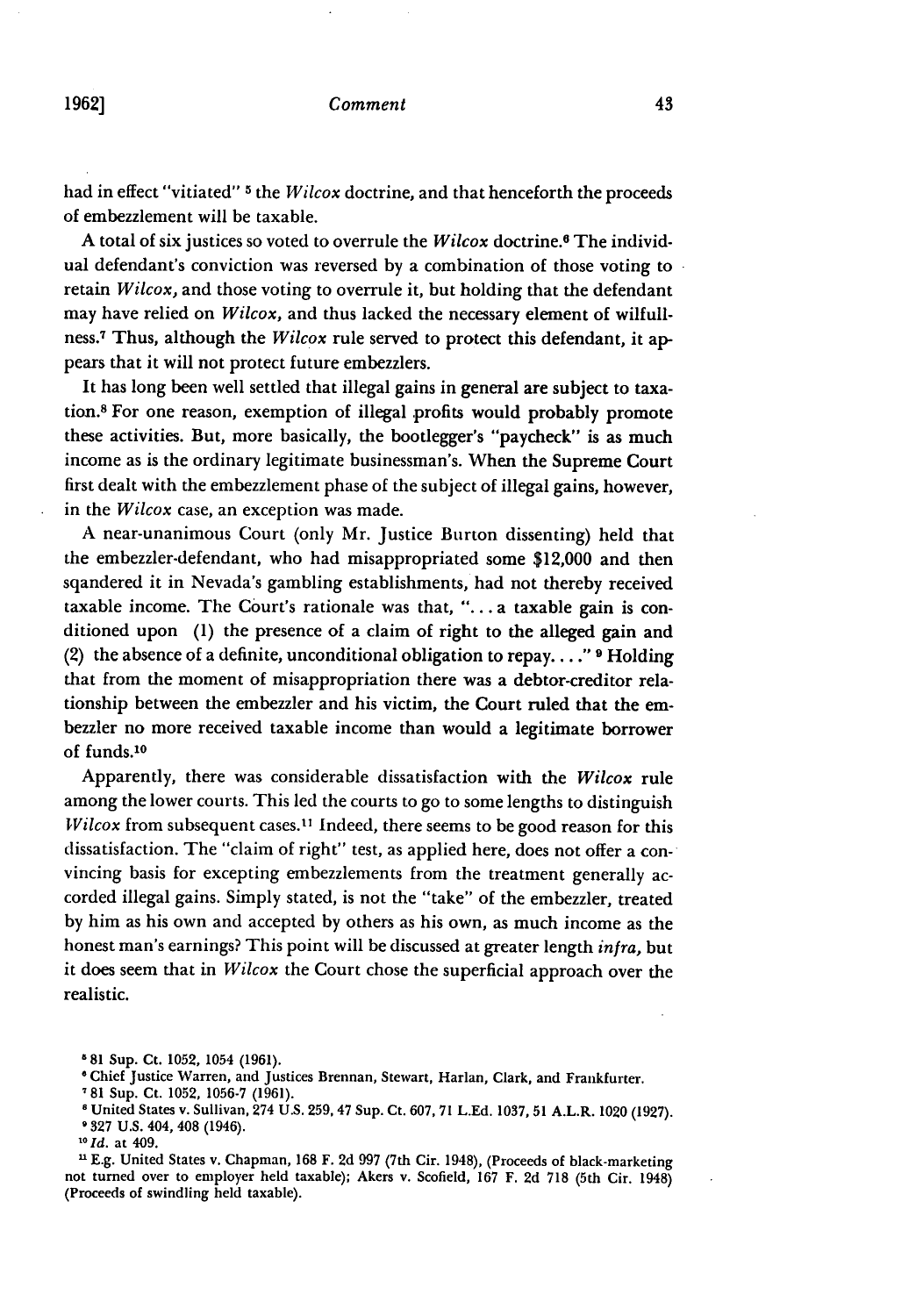had in effect "vitiated" [5] the *Wilcox* doctrine, and that henceforth the proceeds of embezzlement will be taxable.

A total of six justices so voted to overrule the *Wilcox* doctrine.[6] The individual defendant's conviction was reversed by a combination of those voting to retain *Wilcox,* and those voting to overrule it, but holding that the defendant may have relied on *Wilcox,* and thus lacked the necessary element of wilfullness.[7] Thus, although the *Wilcox* rule served to protect this defendant, it appears that it will not protect future embezzlers.

It has long been well settled that illegal gains in general are subject to taxation.[8] For one reason, exemption of illegal profits would probably promote these activities. But, more basically, the bootlegger's "paycheck" is as much income as is the ordinary legitimate businessman's. When the Supreme Court first dealt with the embezzlement phase of the subject of illegal gains, however, in the *Wilcox* case, an exception was made.

A near-unanimous Court (only Mr. Justice Burton dissenting) held that the embezzler-defendant, who had misappropriated some $12,000 and then sqandered it in Nevada's gambling establishments, had not thereby received taxable income. The Court's rationale was that, "... a taxable gain is conditioned upon (1) the presence of a claim of right to the alleged gain and (2) the absence of a definite, unconditional obligation to repay...." [9] Holding that from the moment of misappropriation there was a debtor-creditor relationship between the embezzler and his victim, the Court ruled that the embezzler no more received taxable income than would a legitimate borrower of funds.[10]

Apparently, there was considerable dissatisfaction with the *Wilcox* rule among the lower courts. This led the courts to go to some lengths to distinguish *Wilcox* from subsequent cases.[11] Indeed, there seems to be good reason for this dissatisfaction. The "claim of right" test, as applied here, does not offer a convincing basis for excepting embezzlements from the treatment generally accorded illegal gains. Simply stated, is not the "take" of the embezzler, treated by him as his own and accepted by others as his own, as much income as the honest man's earnings? This point will be discussed at greater length *infra,* but it does seem that in *Wilcox* the Court chose the superficial approach over the realistic.

---

[5] 81 Sup. Ct. 1052, 1054 (1961).

[6] Chief Justice Warren, and Justices Brennan, Stewart, Harlan, Clark, and Frankfurter.

[7] 81 Sup. Ct. 1052, 1056-7 (1961).

[8] United States v. Sullivan, 274 U.S. 259, 47 Sup. Ct. 607, 71 L.Ed. 1037, 51 A.L.R. 1020 (1927).

[9] 327 U.S. 404, 408 (1946).

[10] *Id.* at 409.

[11] E.g. United States v. Chapman, 168 F. 2d 997 (7th Cir. 1948), (Proceeds of black-marketing not turned over to employer held taxable); Akers v. Scofield, 167 F. 2d 718 (5th Cir. 1948) (Proceeds of swindling held taxable).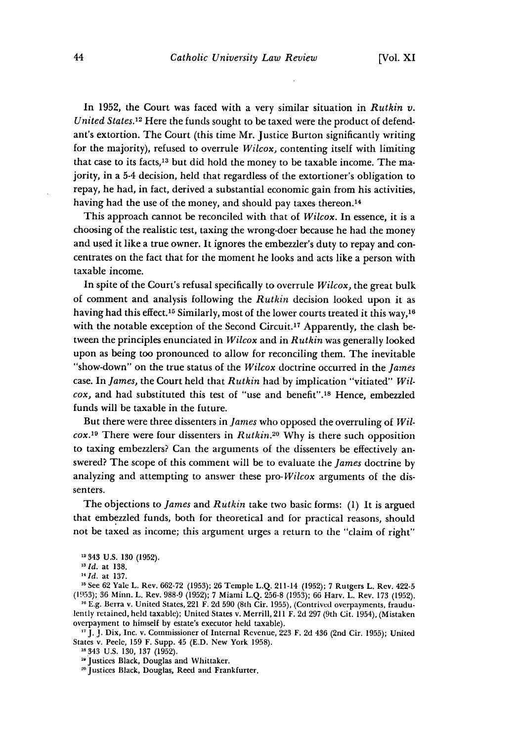In 1952, the Court was faced with a very similar situation in *Rutkin v. United States*.[12] Here the funds sought to be taxed were the product of defendant's extortion. The Court (this time Mr. Justice Burton significantly writing for the majority), refused to overrule *Wilcox*, contenting itself with limiting that case to its facts,[13] but did hold the money to be taxable income. The majority, in a 5-4 decision, held that regardless of the extortioner's obligation to repay, he had, in fact, derived a substantial economic gain from his activities, having had the use of the money, and should pay taxes thereon.[14]

This approach cannot be reconciled with that of *Wilcox*. In essence, it is a choosing of the realistic test, taxing the wrong-doer because he had the money and used it like a true owner. It ignores the embezzler's duty to repay and concentrates on the fact that for the moment he looks and acts like a person with taxable income.

In spite of the Court's refusal specifically to overrule *Wilcox*, the great bulk of comment and analysis following the *Rutkin* decision looked upon it as having had this effect.[15] Similarly, most of the lower courts treated it this way,[16] with the notable exception of the Second Circuit.[17] Apparently, the clash between the principles enunciated in *Wilcox* and in *Rutkin* was generally looked upon as being too pronounced to allow for reconciling them. The inevitable "show-down" on the true status of the *Wilcox* doctrine occurred in the *James* case. In *James*, the Court held that *Rutkin* had by implication "vitiated" *Wilcox*, and had substituted this test of "use and benefit".[18] Hence, embezzled funds will be taxable in the future.

But there were three dissenters in *James* who opposed the overruling of *Wilcox*.[19] There were four dissenters in *Rutkin*.[20] Why is there such opposition to taxing embezzlers? Can the arguments of the dissenters be effectively answered? The scope of this comment will be to evaluate the *James* doctrine by analyzing and attempting to answer these pro-*Wilcox* arguments of the dissenters.

The objections to *James* and *Rutkin* take two basic forms: (1) It is argued that embezzled funds, both for theoretical and for practical reasons, should not be taxed as income; this argument urges a return to the "claim of right"

[12] 343 U.S. 130 (1952).

[13] *Id.* at 138.

[14] *Id.* at 137.

[15] See 62 Yale L. Rev. 662-72 (1953); 26 Temple L.Q. 211-14 (1952); 7 Rutgers L. Rev. 422-5 (1953); 36 Minn. L. Rev. 988-9 (1952); 7 Miami L.Q. 256-8 (1953); 66 Harv. L. Rev. 173 (1952).

[16] E.g. Berra v. United States, 221 F. 2d 590 (8th Cir. 1955), (Contrived overpayments, fraudulently retained, held taxable); United States v. Merrill, 211 F. 2d 297 (9th Cit. 1954), (Mistaken overpayment to himself by estate's executor held taxable).

[17] J. J. Dix, Inc. v. Commissioner of Internal Revenue, 223 F. 2d 436 (2nd Cir. 1955); United States v. Peele, 159 F. Supp. 45 (E.D. New York 1958).

[18] 343 U.S. 130, 137 (1952).

[19] Justices Black, Douglas and Whittaker.

[20] Justices Black, Douglas, Reed and Frankfurter.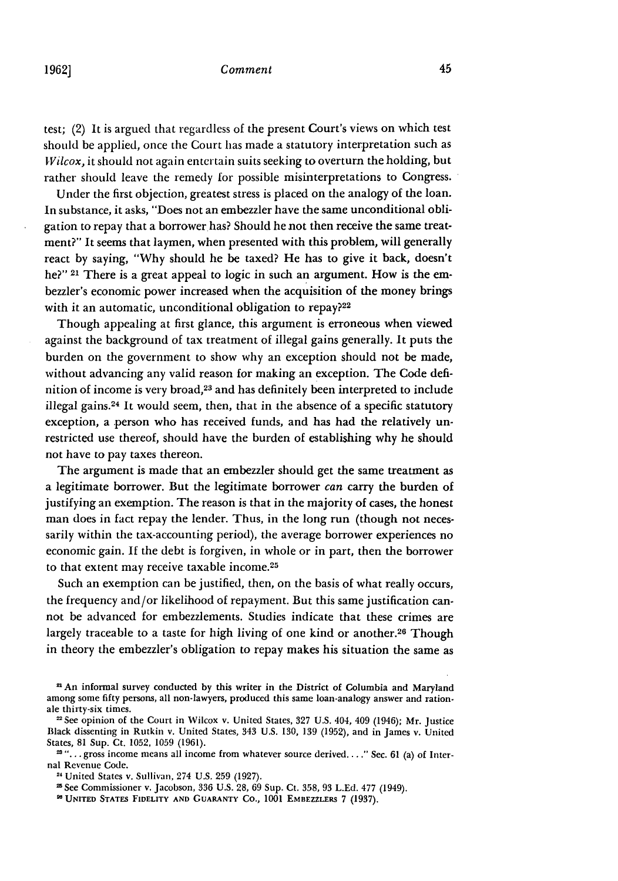test; (2) It is argued that regardless of the present Court's views on which test should be applied, once the Court has made a statutory interpretation such as *Wilcox*, it should not again entertain suits seeking to overturn the holding, but rather should leave the remedy for possible misinterpretations to Congress.

Under the first objection, greatest stress is placed on the analogy of the loan. In substance, it asks, "Does not an embezzler have the same unconditional obligation to repay that a borrower has? Should he not then receive the same treatment?" It seems that laymen, when presented with this problem, will generally react by saying, "Why should he be taxed? He has to give it back, doesn't he?" [21] There is a great appeal to logic in such an argument. How is the embezzler's economic power increased when the acquisition of the money brings with it an automatic, unconditional obligation to repay?[22]

Though appealing at first glance, this argument is erroneous when viewed against the background of tax treatment of illegal gains generally. It puts the burden on the government to show why an exception should not be made, without advancing any valid reason for making an exception. The Code definition of income is very broad,[23] and has definitely been interpreted to include illegal gains.[24] It would seem, then, that in the absence of a specific statutory exception, a person who has received funds, and has had the relatively unrestricted use thereof, should have the burden of establishing why he should not have to pay taxes thereon.

The argument is made that an embezzler should get the same treatment as a legitimate borrower. But the legitimate borrower *can* carry the burden of justifying an exemption. The reason is that in the majority of cases, the honest man does in fact repay the lender. Thus, in the long run (though not necessarily within the tax-accounting period), the average borrower experiences no economic gain. If the debt is forgiven, in whole or in part, then the borrower to that extent may receive taxable income.[25]

Such an exemption can be justified, then, on the basis of what really occurs, the frequency and/or likelihood of repayment. But this same justification cannot be advanced for embezzlements. Studies indicate that these crimes are largely traceable to a taste for high living of one kind or another.[26] Though in theory the embezzler's obligation to repay makes his situation the same as

---

[21] An informal survey conducted by this writer in the District of Columbia and Maryland among some fifty persons, all non-lawyers, produced this same loan-analogy answer and rationale thirty-six times.

[22] See opinion of the Court in Wilcox v. United States, 327 U.S. 404, 409 (1946); Mr. Justice Black dissenting in Rutkin v. United States, 343 U.S. 130, 139 (1952), and in James v. United States, 81 Sup. Ct. 1052, 1059 (1961).

[23] ". . . gross income means all income from whatever source derived. . . ." Sec. 61 (a) of Internal Revenue Code.

[24] United States v. Sullivan, 274 U.S. 259 (1927).

[25] See Commissioner v. Jacobson, 336 U.S. 28, 69 Sup. Ct. 358, 93 L.Ed. 477 (1949).

[26] UNITED STATES FIDELITY AND GUARANTY CO., 1001 EMBEZZLERS 7 (1937).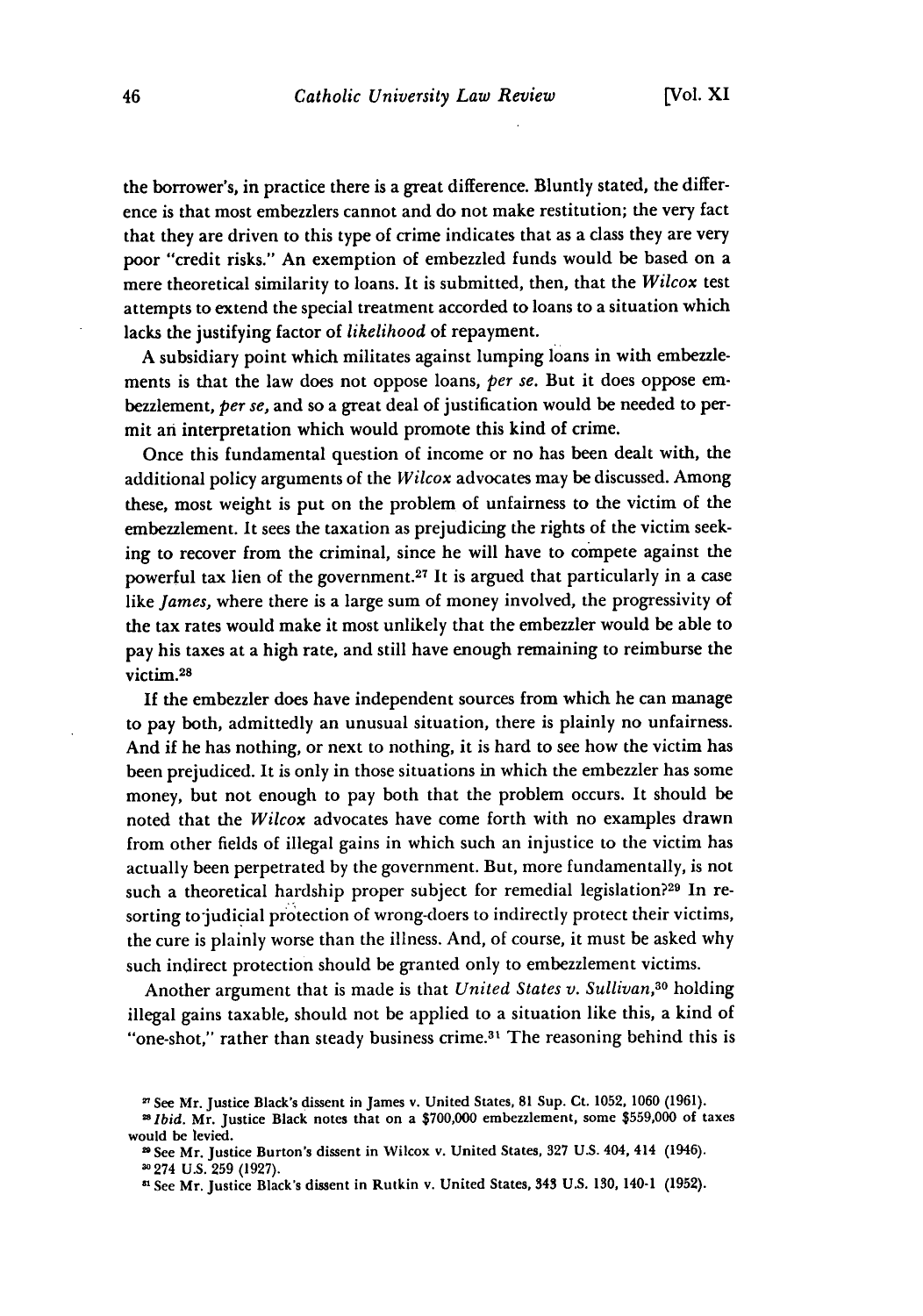the borrower's, in practice there is a great difference. Bluntly stated, the difference is that most embezzlers cannot and do not make restitution; the very fact that they are driven to this type of crime indicates that as a class they are very poor "credit risks." An exemption of embezzled funds would be based on a mere theoretical similarity to loans. It is submitted, then, that the *Wilcox* test attempts to extend the special treatment accorded to loans to a situation which lacks the justifying factor of *likelihood* of repayment.

A subsidiary point which militates against lumping loans in with embezzlements is that the law does not oppose loans, *per se*. But it does oppose embezzlement, *per se*, and so a great deal of justification would be needed to permit an interpretation which would promote this kind of crime.

Once this fundamental question of income or no has been dealt with, the additional policy arguments of the *Wilcox* advocates may be discussed. Among these, most weight is put on the problem of unfairness to the victim of the embezzlement. It sees the taxation as prejudicing the rights of the victim seeking to recover from the criminal, since he will have to compete against the powerful tax lien of the government.[27] It is argued that particularly in a case like *James*, where there is a large sum of money involved, the progressivity of the tax rates would make it most unlikely that the embezzler would be able to pay his taxes at a high rate, and still have enough remaining to reimburse the victim.[28]

If the embezzler does have independent sources from which he can manage to pay both, admittedly an unusual situation, there is plainly no unfairness. And if he has nothing, or next to nothing, it is hard to see how the victim has been prejudiced. It is only in those situations in which the embezzler has some money, but not enough to pay both that the problem occurs. It should be noted that the *Wilcox* advocates have come forth with no examples drawn from other fields of illegal gains in which such an injustice to the victim has actually been perpetrated by the government. But, more fundamentally, is not such a theoretical hardship proper subject for remedial legislation?[29] In resorting to judicial protection of wrong-doers to indirectly protect their victims, the cure is plainly worse than the illness. And, of course, it must be asked why such indirect protection should be granted only to embezzlement victims.

Another argument that is made is that *United States v. Sullivan*,[30] holding illegal gains taxable, should not be applied to a situation like this, a kind of "one-shot," rather than steady business crime.[31] The reasoning behind this is

---

[27] See Mr. Justice Black's dissent in James v. United States, 81 Sup. Ct. 1052, 1060 (1961).

[28] *Ibid.* Mr. Justice Black notes that on a $700,000 embezzlement, some $559,000 of taxes would be levied.

[29] See Mr. Justice Burton's dissent in Wilcox v. United States, 327 U.S. 404, 414 (1946).

[30] 274 U.S. 259 (1927).

[31] See Mr. Justice Black's dissent in Rutkin v. United States, 343 U.S. 130, 140-1 (1952).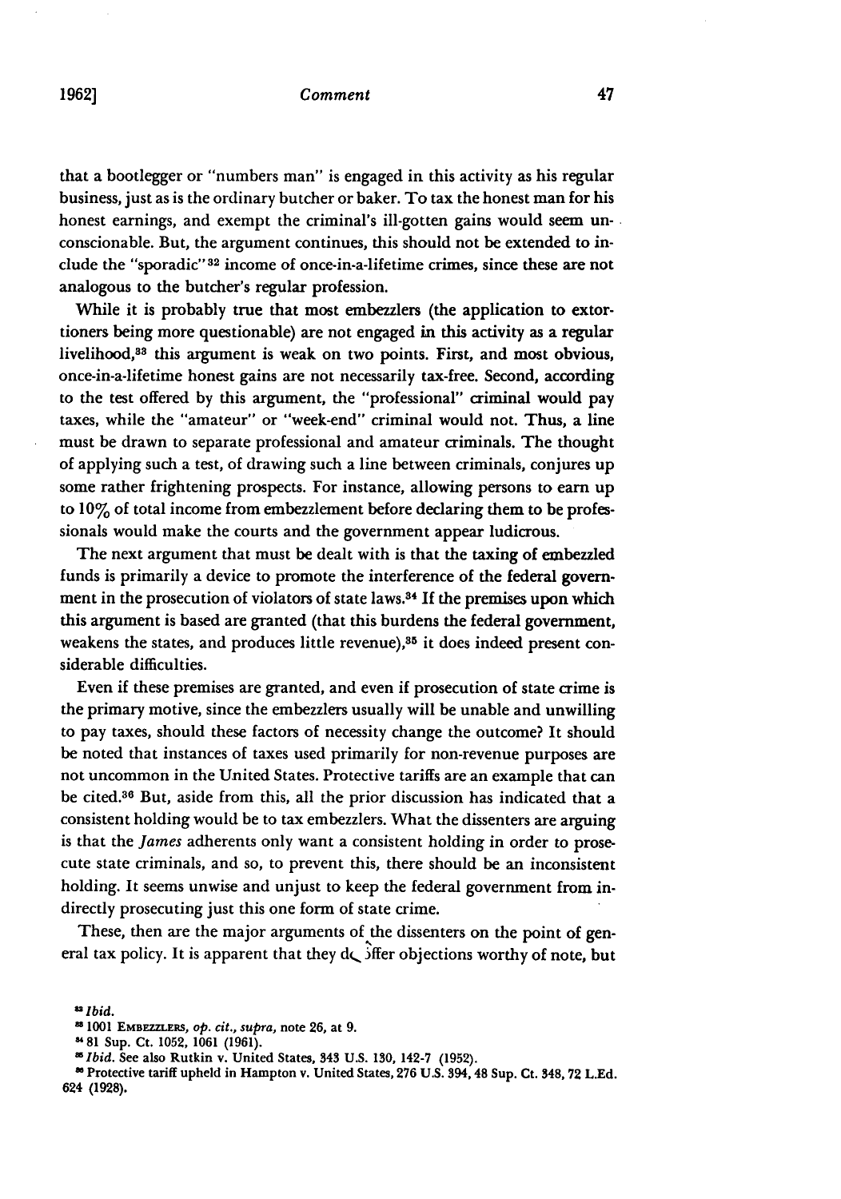that a bootlegger or "numbers man" is engaged in this activity as his regular business, just as is the ordinary butcher or baker. To tax the honest man for his honest earnings, and exempt the criminal's ill-gotten gains would seem unconscionable. But, the argument continues, this should not be extended to include the "sporadic"[32] income of once-in-a-lifetime crimes, since these are not analogous to the butcher's regular profession.

While it is probably true that most embezzlers (the application to extortioners being more questionable) are not engaged in this activity as a regular livelihood,[33] this argument is weak on two points. First, and most obvious, once-in-a-lifetime honest gains are not necessarily tax-free. Second, according to the test offered by this argument, the "professional" criminal would pay taxes, while the "amateur" or "week-end" criminal would not. Thus, a line must be drawn to separate professional and amateur criminals. The thought of applying such a test, of drawing such a line between criminals, conjures up some rather frightening prospects. For instance, allowing persons to earn up to 10% of total income from embezzlement before declaring them to be professionals would make the courts and the government appear ludicrous.

The next argument that must be dealt with is that the taxing of embezzled funds is primarily a device to promote the interference of the federal government in the prosecution of violators of state laws.[34] If the premises upon which this argument is based are granted (that this burdens the federal government, weakens the states, and produces little revenue),[35] it does indeed present considerable difficulties.

Even if these premises are granted, and even if prosecution of state crime is the primary motive, since the embezzlers usually will be unable and unwilling to pay taxes, should these factors of necessity change the outcome? It should be noted that instances of taxes used primarily for non-revenue purposes are not uncommon in the United States. Protective tariffs are an example that can be cited.[36] But, aside from this, all the prior discussion has indicated that a consistent holding would be to tax embezzlers. What the dissenters are arguing is that the *James* adherents only want a consistent holding in order to prosecute state criminals, and so, to prevent this, there should be an inconsistent holding. It seems unwise and unjust to keep the federal government from indirectly prosecuting just this one form of state crime.

These, then are the major arguments of the dissenters on the point of general tax policy. It is apparent that they do offer objections worthy of note, but

---

[32] *Ibid.*

[33] 1001 EMBEZZLERS, *op. cit.*, *supra*, note 26, at 9.

[34] 81 Sup. Ct. 1052, 1061 (1961).

[35] *Ibid.* See also Rutkin v. United States, 343 U.S. 130, 142-7 (1952).

[36] Protective tariff upheld in Hampton v. United States, 276 U.S. 394, 48 Sup. Ct. 348, 72 L.Ed. 624 (1928).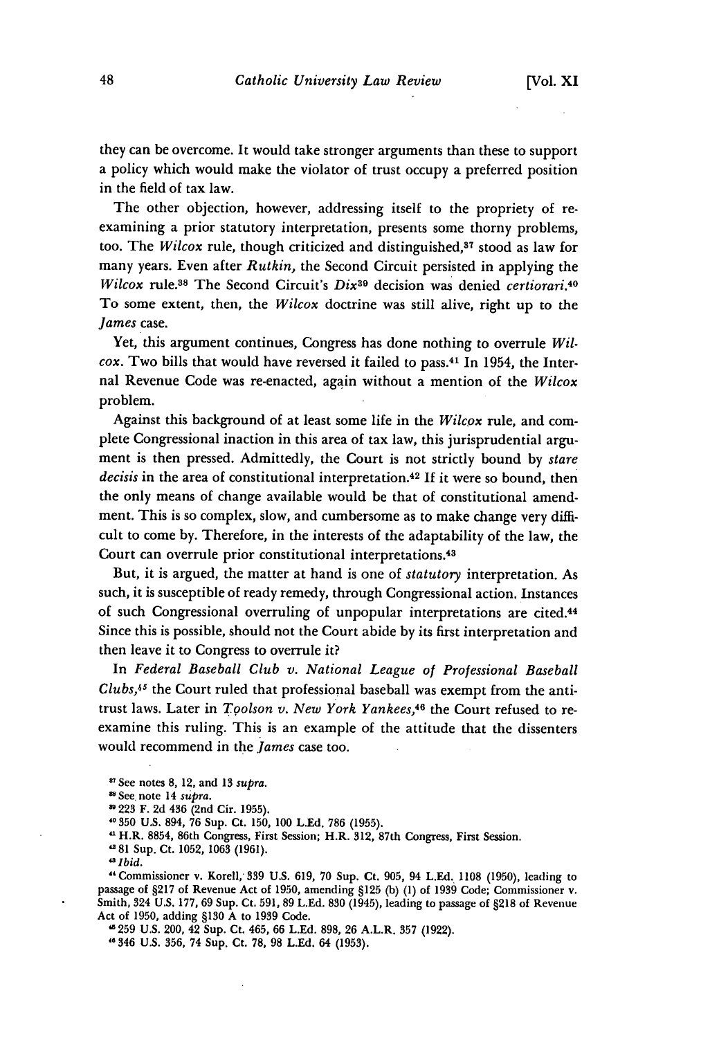they can be overcome. It would take stronger arguments than these to support a policy which would make the violator of trust occupy a preferred position in the field of tax law.

The other objection, however, addressing itself to the propriety of re-examining a prior statutory interpretation, presents some thorny problems, too. The *Wilcox* rule, though criticized and distinguished,[37] stood as law for many years. Even after *Rutkin,* the Second Circuit persisted in applying the *Wilcox* rule.[38] The Second Circuit's *Dix*[39] decision was denied *certiorari.*[40] To some extent, then, the *Wilcox* doctrine was still alive, right up to the *James* case.

Yet, this argument continues, Congress has done nothing to overrule *Wilcox.* Two bills that would have reversed it failed to pass.[41] In 1954, the Internal Revenue Code was re-enacted, again without a mention of the *Wilcox* problem.

Against this background of at least some life in the *Wilcox* rule, and complete Congressional inaction in this area of tax law, this jurisprudential argument is then pressed. Admittedly, the Court is not strictly bound by *stare decisis* in the area of constitutional interpretation.[42] If it were so bound, then the only means of change available would be that of constitutional amendment. This is so complex, slow, and cumbersome as to make change very difficult to come by. Therefore, in the interests of the adaptability of the law, the Court can overrule prior constitutional interpretations.[43]

But, it is argued, the matter at hand is one of *statutory* interpretation. As such, it is susceptible of ready remedy, through Congressional action. Instances of such Congressional overruling of unpopular interpretations are cited.[44] Since this is possible, should not the Court abide by its first interpretation and then leave it to Congress to overrule it?

In *Federal Baseball Club v. National League of Professional Baseball Clubs,*[45] the Court ruled that professional baseball was exempt from the anti-trust laws. Later in *Toolson v. New York Yankees,*[46] the Court refused to re-examine this ruling. This is an example of the attitude that the dissenters would recommend in the *James* case too.

---

[37] See notes 8, 12, and 13 *supra.*

[38] See note 14 *supra.*

[39] 223 F. 2d 436 (2nd Cir. 1955).

[40] 350 U.S. 894, 76 Sup. Ct. 150, 100 L.Ed. 786 (1955).

[41] H.R. 8854, 86th Congress, First Session; H.R. 312, 87th Congress, First Session.

[42] 81 Sup. Ct. 1052, 1063 (1961).

[43] *Ibid.*

[44] Commissioner v. Korell, 339 U.S. 619, 70 Sup. Ct. 905, 94 L.Ed. 1108 (1950), leading to passage of §217 of Revenue Act of 1950, amending §125 (b) (1) of 1939 Code; Commissioner v. Smith, 324 U.S. 177, 69 Sup. Ct. 591, 89 L.Ed. 830 (1945), leading to passage of §218 of Revenue Act of 1950, adding §130 A to 1939 Code.

[45] 259 U.S. 200, 42 Sup. Ct. 465, 66 L.Ed. 898, 26 A.L.R. 357 (1922).

[46] 346 U.S. 356, 74 Sup. Ct. 78, 98 L.Ed. 64 (1953).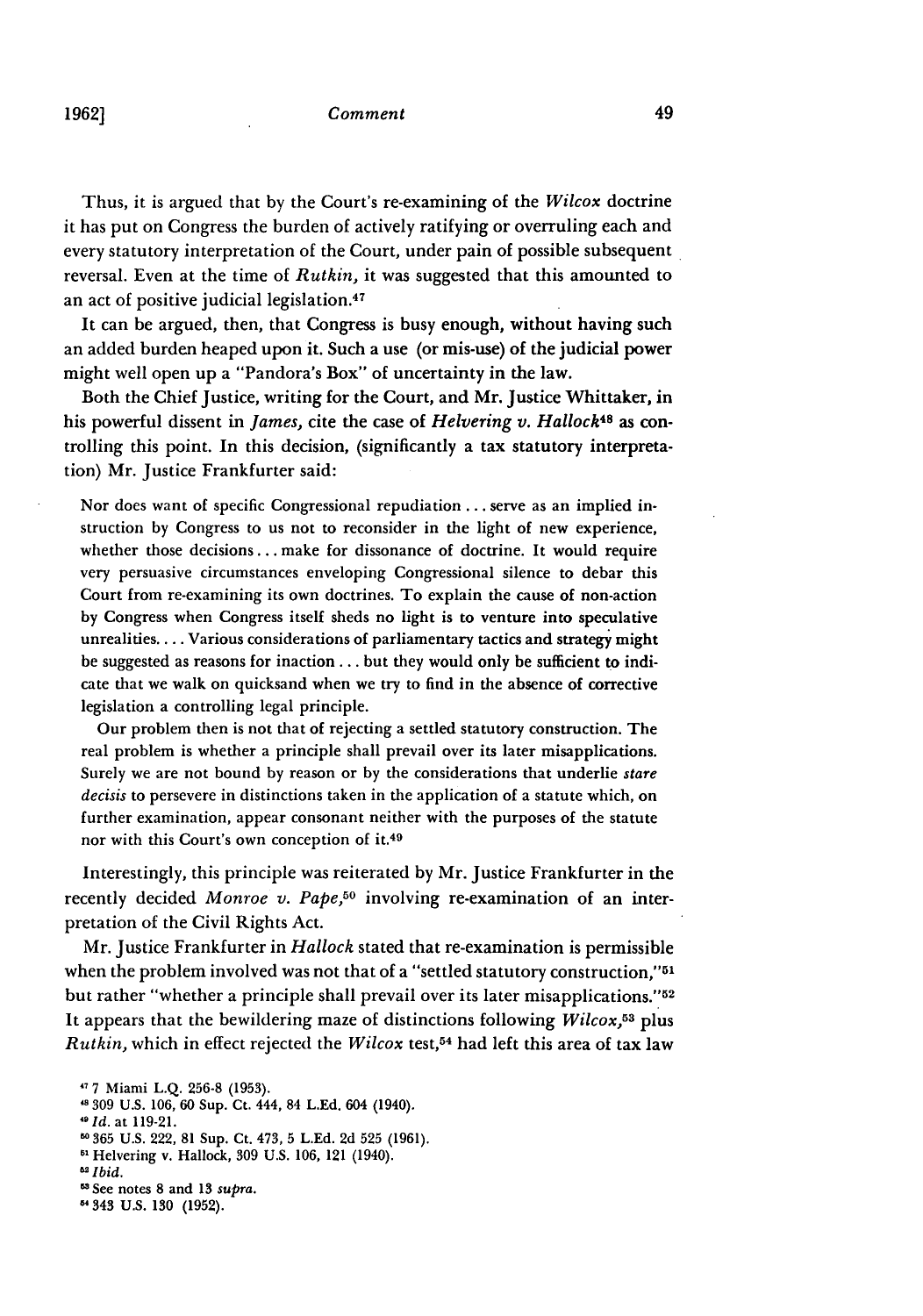Thus, it is argued that by the Court's re-examining of the *Wilcox* doctrine it has put on Congress the burden of actively ratifying or overruling each and every statutory interpretation of the Court, under pain of possible subsequent reversal. Even at the time of *Rutkin*, it was suggested that this amounted to an act of positive judicial legislation.[47]

It can be argued, then, that Congress is busy enough, without having such an added burden heaped upon it. Such a use (or mis-use) of the judicial power might well open up a "Pandora's Box" of uncertainty in the law.

Both the Chief Justice, writing for the Court, and Mr. Justice Whittaker, in his powerful dissent in *James*, cite the case of *Helvering v. Hallock*[48] as controlling this point. In this decision, (significantly a tax statutory interpretation) Mr. Justice Frankfurter said:

> Nor does want of specific Congressional repudiation . . . serve as an implied instruction by Congress to us not to reconsider in the light of new experience, whether those decisions . . . make for dissonance of doctrine. It would require very persuasive circumstances enveloping Congressional silence to debar this Court from re-examining its own doctrines. To explain the cause of non-action by Congress when Congress itself sheds no light is to venture into speculative unrealities. . . . Various considerations of parliamentary tactics and strategy might be suggested as reasons for inaction . . . but they would only be sufficient to indicate that we walk on quicksand when we try to find in the absence of corrective legislation a controlling legal principle.
>
> Our problem then is not that of rejecting a settled statutory construction. The real problem is whether a principle shall prevail over its later misapplications. Surely we are not bound by reason or by the considerations that underlie *stare decisis* to persevere in distinctions taken in the application of a statute which, on further examination, appear consonant neither with the purposes of the statute nor with this Court's own conception of it.[49]

Interestingly, this principle was reiterated by Mr. Justice Frankfurter in the recently decided *Monroe v. Pape*,[50] involving re-examination of an interpretation of the Civil Rights Act.

Mr. Justice Frankfurter in *Hallock* stated that re-examination is permissible when the problem involved was not that of a "settled statutory construction,"[51] but rather "whether a principle shall prevail over its later misapplications."[52] It appears that the bewildering maze of distinctions following *Wilcox*,[53] plus *Rutkin*, which in effect rejected the *Wilcox* test,[54] had left this area of tax law

---

[47] 7 Miami L.Q. 256-8 (1953).

[48] 309 U.S. 106, 60 Sup. Ct. 444, 84 L.Ed. 604 (1940).

[49] *Id.* at 119-21.

[50] 365 U.S. 222, 81 Sup. Ct. 473, 5 L.Ed. 2d 525 (1961).

[51] Helvering v. Hallock, 309 U.S. 106, 121 (1940).

[52] *Ibid.*

[53] See notes 8 and 13 *supra*.

[54] 343 U.S. 130 (1952).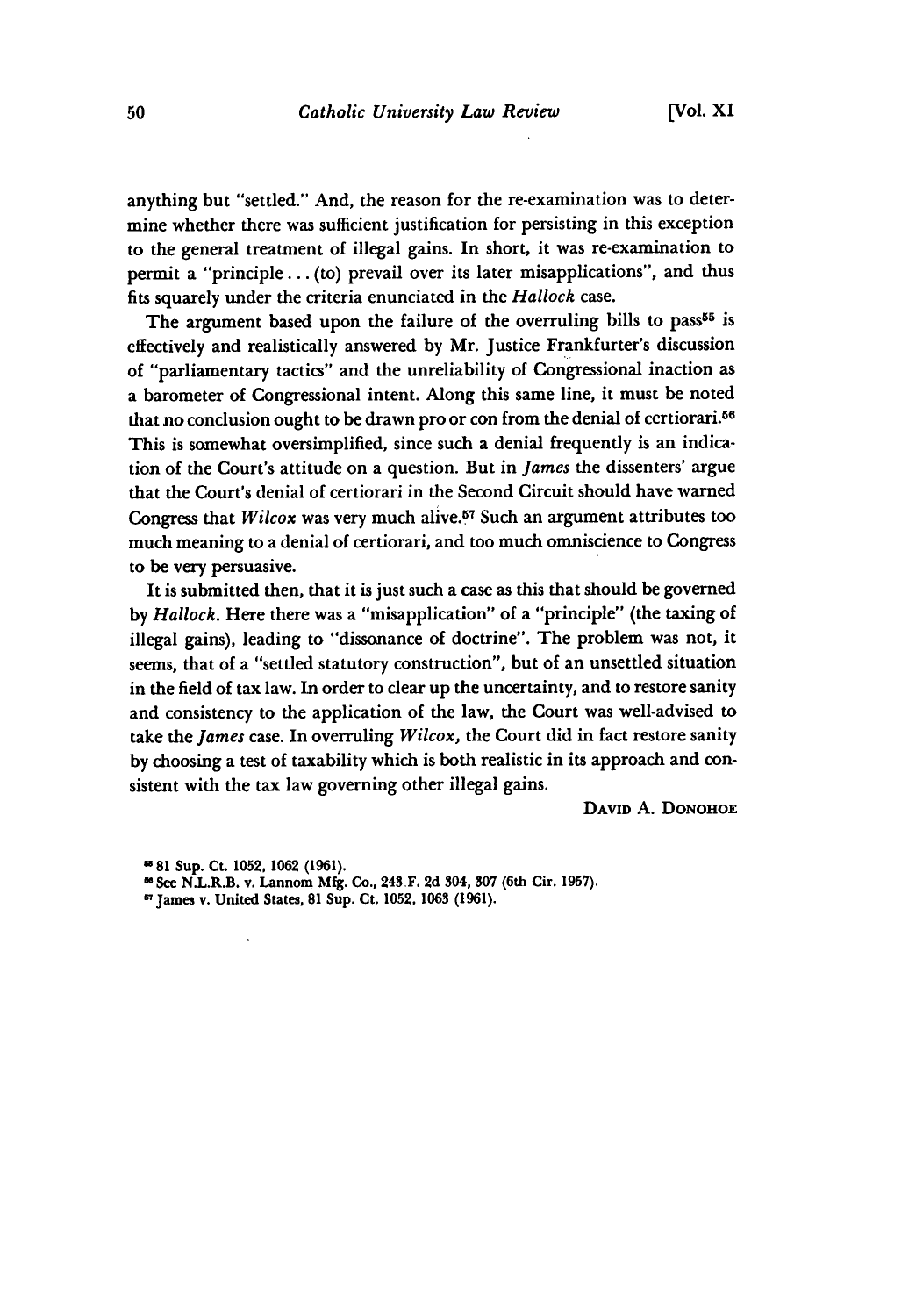anything but "settled." And, the reason for the re-examination was to determine whether there was sufficient justification for persisting in this exception to the general treatment of illegal gains. In short, it was re-examination to permit a "principle . . . (to) prevail over its later misapplications", and thus fits squarely under the criteria enunciated in the *Hallock* case.

The argument based upon the failure of the overruling bills to pass[55] is effectively and realistically answered by Mr. Justice Frankfurter's discussion of "parliamentary tactics" and the unreliability of Congressional inaction as a barometer of Congressional intent. Along this same line, it must be noted that no conclusion ought to be drawn pro or con from the denial of certiorari.[56] This is somewhat oversimplified, since such a denial frequently is an indication of the Court's attitude on a question. But in *James* the dissenters' argue that the Court's denial of certiorari in the Second Circuit should have warned Congress that *Wilcox* was very much alive.[57] Such an argument attributes too much meaning to a denial of certiorari, and too much omniscience to Congress to be very persuasive.

It is submitted then, that it is just such a case as this that should be governed by *Hallock*. Here there was a "misapplication" of a "principle" (the taxing of illegal gains), leading to "dissonance of doctrine". The problem was not, it seems, that of a "settled statutory construction", but of an unsettled situation in the field of tax law. In order to clear up the uncertainty, and to restore sanity and consistency to the application of the law, the Court was well-advised to take the *James* case. In overruling *Wilcox*, the Court did in fact restore sanity by choosing a test of taxability which is both realistic in its approach and consistent with the tax law governing other illegal gains.

DAVID A. DONOHOE

[55] 81 Sup. Ct. 1052, 1062 (1961).

[56] See N.L.R.B. v. Lannom Mfg. Co., 243 F. 2d 304, 307 (6th Cir. 1957).

[57] James v. United States, 81 Sup. Ct. 1052, 1063 (1961).